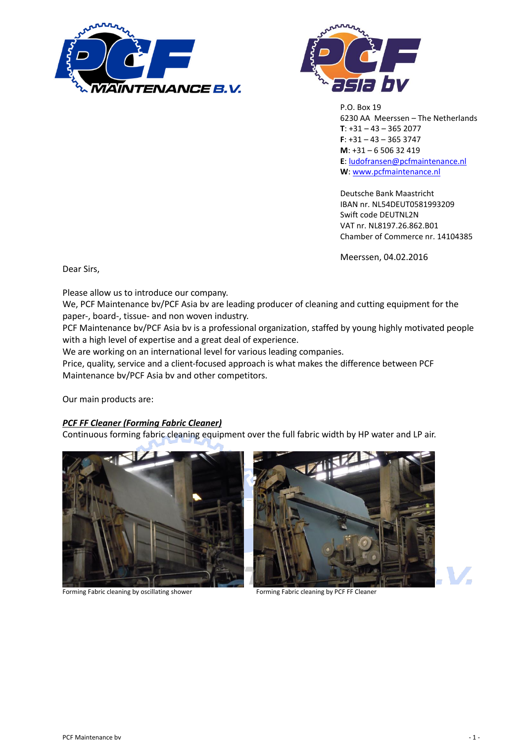P.O. Box 19
6230 AA Meerssen – The Netherlands
**T**: +31 – 43 – 365 2077
**F**: +31 – 43 – 365 3747
**M**: +31 – 6 506 32 419
**E**: ludofransen@pcfmaintenance.nl
**W**: www.pcfmaintenance.nl

Deutsche Bank Maastricht
IBAN nr. NL54DEUT0581993209
Swift code DEUTNL2N
VAT nr. NL8197.26.862.B01
Chamber of Commerce nr. 14104385

Meerssen, 04.02.2016

Dear Sirs,

Please allow us to introduce our company.
We, PCF Maintenance bv/PCF Asia bv are leading producer of cleaning and cutting equipment for the paper-, board-, tissue- and non woven industry.
PCF Maintenance bv/PCF Asia bv is a professional organization, staffed by young highly motivated people with a high level of expertise and a great deal of experience.
We are working on an international level for various leading companies.
Price, quality, service and a client-focused approach is what makes the difference between PCF Maintenance bv/PCF Asia bv and other competitors.

Our main products are:

***PCF FF Cleaner (Forming Fabric Cleaner)***
Continuous forming fabric cleaning equipment over the full fabric width by HP water and LP air.

Forming Fabric cleaning by oscillating shower

Forming Fabric cleaning by PCF FF Cleaner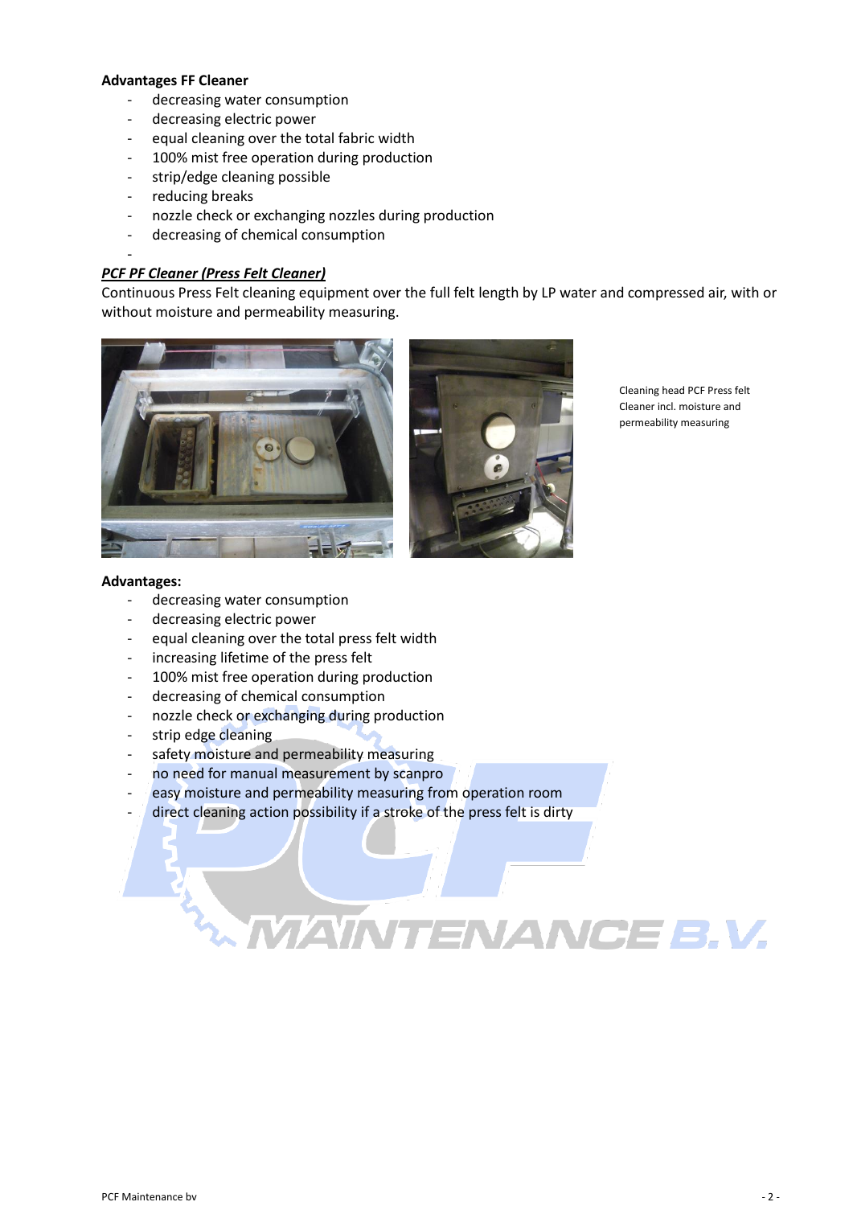**Advantages FF Cleaner**

- decreasing water consumption
- decreasing electric power
- equal cleaning over the total fabric width
- 100% mist free operation during production
- strip/edge cleaning possible
- reducing breaks
- nozzle check or exchanging nozzles during production
- decreasing of chemical consumption
-

***PCF PF Cleaner (Press Felt Cleaner)***

Continuous Press Felt cleaning equipment over the full felt length by LP water and compressed air, with or without moisture and permeability measuring.

Cleaning head PCF Press felt Cleaner incl. moisture and permeability measuring

**Advantages:**

- decreasing water consumption
- decreasing electric power
- equal cleaning over the total press felt width
- increasing lifetime of the press felt
- 100% mist free operation during production
- decreasing of chemical consumption
- nozzle check or exchanging during production
- strip edge cleaning
- safety moisture and permeability measuring
- no need for manual measurement by scanpro
- easy moisture and permeability measuring from operation room
- direct cleaning action possibility if a stroke of the press felt is dirty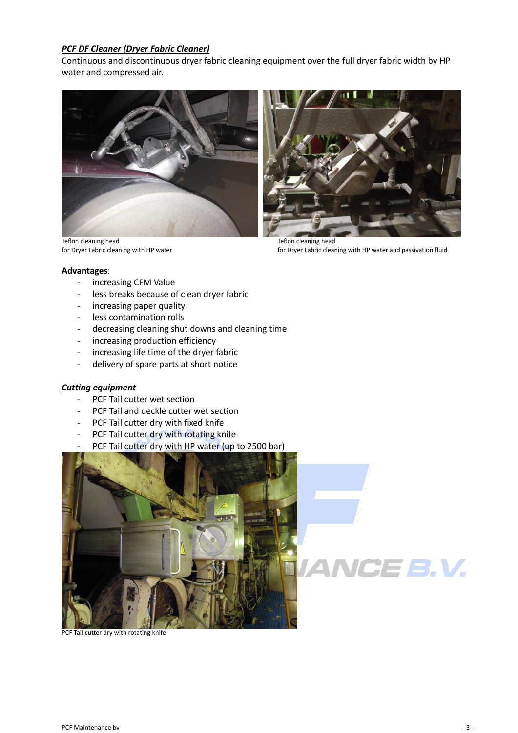***PCF DF Cleaner (Dryer Fabric Cleaner)***

Continuous and discontinuous dryer fabric cleaning equipment over the full dryer fabric width by HP water and compressed air.

Teflon cleaning head
for Dryer Fabric cleaning with HP water

Teflon cleaning head
for Dryer Fabric cleaning with HP water and passivation fluid

**Advantages**:

- increasing CFM Value
- less breaks because of clean dryer fabric
- increasing paper quality
- less contamination rolls
- decreasing cleaning shut downs and cleaning time
- increasing production efficiency
- increasing life time of the dryer fabric
- delivery of spare parts at short notice

***Cutting equipment***

- PCF Tail cutter wet section
- PCF Tail and deckle cutter wet section
- PCF Tail cutter dry with fixed knife
- PCF Tail cutter dry with rotating knife
- PCF Tail cutter dry with HP water (up to 2500 bar)

PCF Tail cutter dry with rotating knife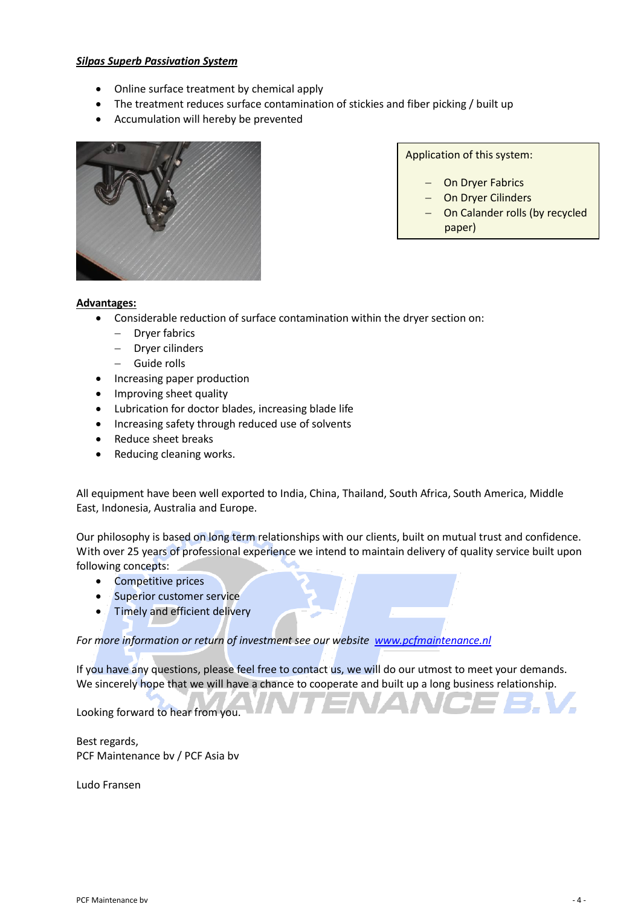***Silpas Superb Passivation System***

- Online surface treatment by chemical apply
- The treatment reduces surface contamination of stickies and fiber picking / built up
- Accumulation will hereby be prevented

Application of this system:

- On Dryer Fabrics
- On Dryer Cilinders
- On Calander rolls (by recycled paper)

**Advantages:**

- Considerable reduction of surface contamination within the dryer section on:
  - Dryer fabrics
  - Dryer cilinders
  - Guide rolls
- Increasing paper production
- Improving sheet quality
- Lubrication for doctor blades, increasing blade life
- Increasing safety through reduced use of solvents
- Reduce sheet breaks
- Reducing cleaning works.

All equipment have been well exported to India, China, Thailand, South Africa, South America, Middle East, Indonesia, Australia and Europe.

Our philosophy is based on long term relationships with our clients, built on mutual trust and confidence. With over 25 years of professional experience we intend to maintain delivery of quality service built upon following concepts:

- Competitive prices
- Superior customer service
- Timely and efficient delivery

*For more information or return of investment see our website* [www.pcfmaintenance.nl](http://www.pcfmaintenance.nl)

If you have any questions, please feel free to contact us, we will do our utmost to meet your demands. We sincerely hope that we will have a chance to cooperate and built up a long business relationship.

Looking forward to hear from you.

Best regards,
PCF Maintenance bv / PCF Asia bv

Ludo Fransen